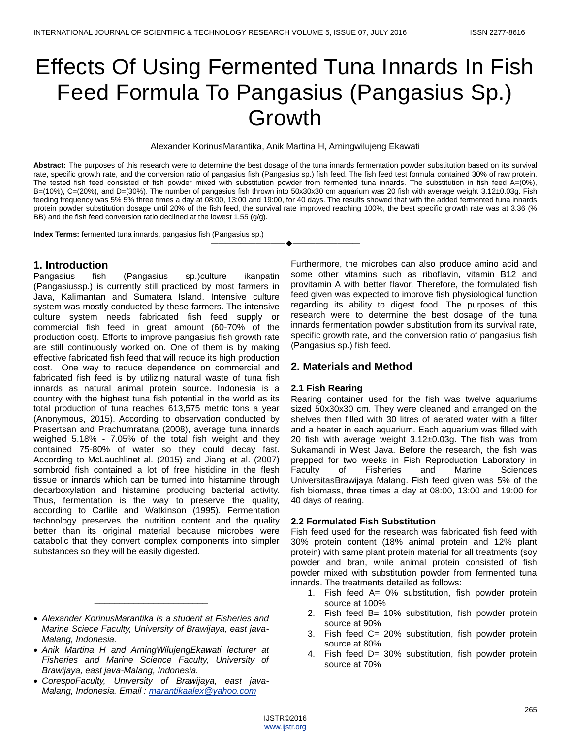# Effects Of Using Fermented Tuna Innards In Fish Feed Formula To Pangasius (Pangasius Sp.) Growth

Alexander KorinusMarantika, Anik Martina H, Arningwilujeng Ekawati

**Abstract:** The purposes of this research were to determine the best dosage of the tuna innards fermentation powder substitution based on its survival rate, specific growth rate, and the conversion ratio of pangasius fish (Pangasius sp.) fish feed. The fish feed test formula contained 30% of raw protein. The tested fish feed consisted of fish powder mixed with substitution powder from fermented tuna innards. The substitution in fish feed A=(0%), B=(10%), C=(20%), and D=(30%). The number of pangasius fish thrown into 50x30x30 cm aquarium was 20 fish with average weight 3.12±0.03g. Fish feeding frequency was 5% 5% three times a day at 08:00, 13:00 and 19:00, for 40 days. The results showed that with the added fermented tuna innards protein powder substitution dosage until 20% of the fish feed, the survival rate improved reaching 100%, the best specific growth rate was at 3.36 (% BB) and the fish feed conversion ratio declined at the lowest 1.55 (g/g).

**Index Terms:** fermented tuna innards, pangasius fish (Pangasius sp.)

## 1. Introduction

Pangasius fish (Pangasius sp.)culture ikanpatin (Pangasiussp.) is currently still practiced by most farmers in Java, Kalimantan and Sumatera Island. Intensive culture system was mostly conducted by these farmers. The intensive culture system needs fabricated fish feed supply or commercial fish feed in great amount (60-70% of the production cost). Efforts to improve pangasius fish growth rate are still continuously worked on. One of them is by making effective fabricated fish feed that will reduce its high production cost. One way to reduce dependence on commercial and fabricated fish feed is by utilizing natural waste of tuna fish innards as natural animal protein source. Indonesia is a country with the highest tuna fish potential in the world as its total production of tuna reaches 613,575 metric tons a year (Anonymous, 2015). According to observation conducted by Prasertsan and Prachumratana (2008), average tuna innards weighed 5.18% - 7.05% of the total fish weight and they contained 75-80% of water so they could decay fast. According to McLauchlinet al. (2015) and Jiang et al. (2007) sombroid fish contained a lot of free histidine in the flesh tissue or innards which can be turned into histamine through decarboxylation and histamine producing bacterial activity. Thus, fermentation is the way to preserve the quality, according to Carlile and Watkinson (1995). Fermentation technology preserves the nutrition content and the quality better than its original material because microbes were catabolic that they convert complex components into simpler substances so they will be easily digested. Furthermore, the microbes can also produce amino acid and some other vitamins such as riboflavin, vitamin B12 and provitamin A with better flavor. Therefore, the formulated fish feed given was expected to improve fish physiological function regarding its ability to digest food. The purposes of this research were to determine the best dosage of the tuna innards fermentation powder substitution from its survival rate, specific growth rate, and the conversion ratio of pangasius fish (Pangasius sp.) fish feed.

## 2. Materials and Method

### 2.1 Fish Rearing

Rearing container used for the fish was twelve aquariums sized 50x30x30 cm. They were cleaned and arranged on the shelves then filled with 30 litres of aerated water with a filter and a heater in each aquarium. Each aquarium was filled with 20 fish with average weight 3.12±0.03g. The fish was from Sukamandi in West Java. Before the research, the fish was prepped for two weeks in Fish Reproduction Laboratory in Faculty of Fisheries and Marine Sciences UniversitasBrawijaya Malang. Fish feed given was 5% of the fish biomass, three times a day at 08:00, 13:00 and 19:00 for 40 days of rearing.

### 2.2 Formulated Fish Substitution

Fish feed used for the research was fabricated fish feed with 30% protein content (18% animal protein and 12% plant protein) with same plant protein material for all treatments (soy powder and bran, while animal protein consisted of fish powder mixed with substitution powder from fermented tuna innards. The treatments detailed as follows:

1. Fish feed A= 0% substitution, fish powder protein source at 100%
2. Fish feed B= 10% substitution, fish powder protein source at 90%
3. Fish feed C= 20% substitution, fish powder protein source at 80%
4. Fish feed D= 30% substitution, fish powder protein source at 70%

---

- *Alexander KorinusMarantika is a student at Fisheries and Marine Sciece Faculty, University of Brawijaya, east java-Malang, Indonesia.*
- *Anik Martina H and ArningWilujengEkawati lecturer at Fisheries and Marine Science Faculty, University of Brawijaya, east java-Malang, Indonesia.*
- *CorespoFaculty, University of Brawijaya, east java-Malang, Indonesia. Email : marantikaalex@yahoo.com*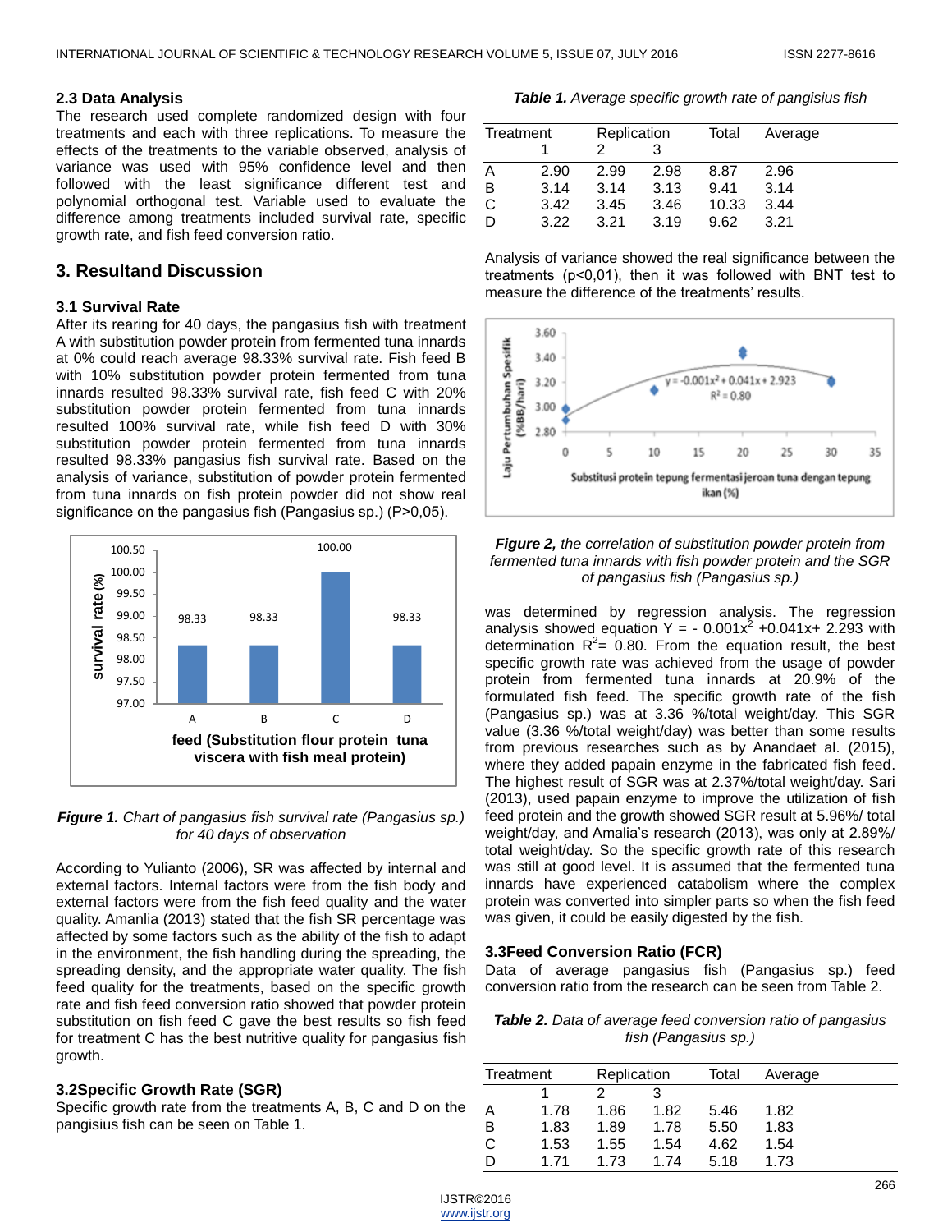### 2.3 Data Analysis

The research used complete randomized design with four treatments and each with three replications. To measure the effects of the treatments to the variable observed, analysis of variance was used with 95% confidence level and then followed with the least significance different test and polynomial orthogonal test. Variable used to evaluate the difference among treatments included survival rate, specific growth rate, and fish feed conversion ratio.

## 3. Resultand Discussion

### 3.1 Survival Rate

After its rearing for 40 days, the pangasius fish with treatment A with substitution powder protein from fermented tuna innards at 0% could reach average 98.33% survival rate. Fish feed B with 10% substitution powder protein fermented from tuna innards resulted 98.33% survival rate, fish feed C with 20% substitution powder protein fermented from tuna innards resulted 100% survival rate, while fish feed D with 30% substitution powder protein fermented from tuna innards resulted 98.33% pangasius fish survival rate. Based on the analysis of variance, substitution of powder protein fermented from tuna innards on fish protein powder did not show real significance on the pangasius fish (Pangasius sp.) (P>0,05).

***Figure 1.*** *Chart of pangasius fish survival rate (Pangasius sp.) for 40 days of observation*

According to Yulianto (2006), SR was affected by internal and external factors. Internal factors were from the fish body and external factors were from the fish feed quality and the water quality. Amanlia (2013) stated that the fish SR percentage was affected by some factors such as the ability of the fish to adapt in the environment, the fish handling during the spreading, the spreading density, and the appropriate water quality. The fish feed quality for the treatments, based on the specific growth rate and fish feed conversion ratio showed that powder protein substitution on fish feed C gave the best results so fish feed for treatment C has the best nutritive quality for pangasius fish growth.

### 3.2Specific Growth Rate (SGR)

Specific growth rate from the treatments A, B, C and D on the pangisius fish can be seen on Table 1.

***Table 1.*** *Average specific growth rate of pangisius fish*

| Treatment | Replication | | | Total | Average |
|---|---|---|---|---|---|
| | 1 | 2 | 3 | | |
| A | 2.90 | 2.99 | 2.98 | 8.87 | 2.96 |
| B | 3.14 | 3.14 | 3.13 | 9.41 | 3.14 |
| C | 3.42 | 3.45 | 3.46 | 10.33 | 3.44 |
| D | 3.22 | 3.21 | 3.19 | 9.62 | 3.21 |

Analysis of variance showed the real significance between the treatments (p<0,01), then it was followed with BNT test to measure the difference of the treatments' results.

***Figure 2,*** *the correlation of substitution powder protein from fermented tuna innards with fish powder protein and the SGR of pangasius fish (Pangasius sp.)*

was determined by regression analysis. The regression analysis showed equation $Y = -0.001x^2 + 0.041x + 2.293$ with determination $R^2 = 0.80$. From the equation result, the best specific growth rate was achieved from the usage of powder protein from fermented tuna innards at 20.9% of the formulated fish feed. The specific growth rate of the fish (Pangasius sp.) was at 3.36 %/total weight/day. This SGR value (3.36 %/total weight/day) was better than some results from previous researches such as by Anandaet al. (2015), where they added papain enzyme in the fabricated fish feed. The highest result of SGR was at 2.37%/total weight/day. Sari (2013), used papain enzyme to improve the utilization of fish feed protein and the growth showed SGR result at 5.96%/ total weight/day, and Amalia's research (2013), was only at 2.89%/ total weight/day. So the specific growth rate of this research was still at good level. It is assumed that the fermented tuna innards have experienced catabolism where the complex protein was converted into simpler parts so when the fish feed was given, it could be easily digested by the fish.

### 3.3Feed Conversion Ratio (FCR)

Data of average pangasius fish (Pangasius sp.) feed conversion ratio from the research can be seen from Table 2.

***Table 2.*** *Data of average feed conversion ratio of pangasius fish (Pangasius sp.)*

| Treatment | Replication | | | Total | Average |
|---|---|---|---|---|---|
| | 1 | 2 | 3 | | |
| A | 1.78 | 1.86 | 1.82 | 5.46 | 1.82 |
| B | 1.83 | 1.89 | 1.78 | 5.50 | 1.83 |
| C | 1.53 | 1.55 | 1.54 | 4.62 | 1.54 |
| D | 1.71 | 1.73 | 1.74 | 5.18 | 1.73 |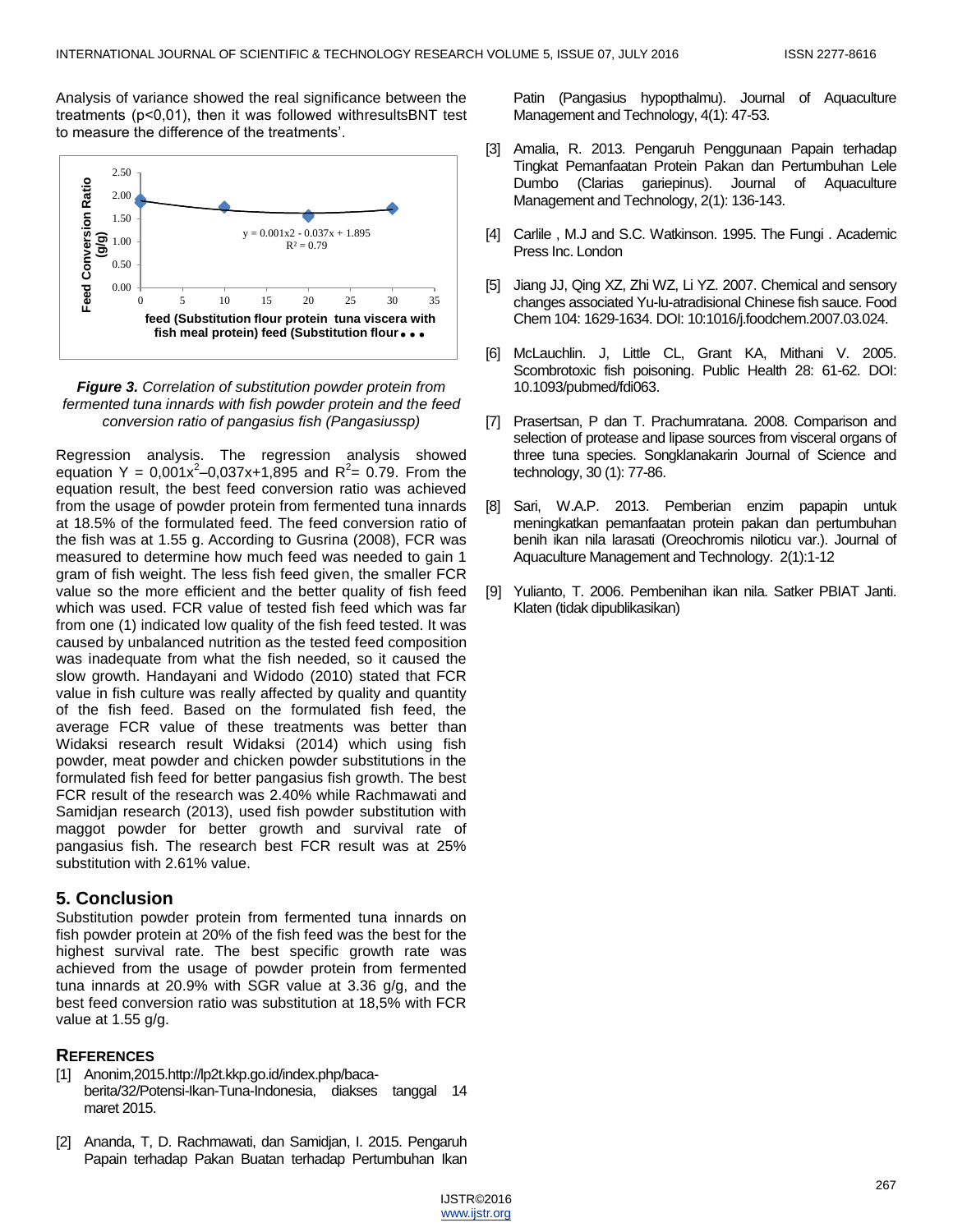Analysis of variance showed the real significance between the treatments ($p<0,01$), then it was followed withresultsBNT test to measure the difference of the treatments'.

2.50
2.00
1.50
1.00
0.50
0.00
0 5 10 15 20 25 30 35
Feed Conversion Ratio (g/g)
y = 0.001x2 - 0.037x + 1.895
R² = 0.79
feed (Substitution flour protein tuna viscera with fish meal protein) feed (Substitution flour

*Figure 3. Correlation of substitution powder protein from fermented tuna innards with fish powder protein and the feed conversion ratio of pangasius fish (Pangasiussp)*

Regression analysis. The regression analysis showed equation $Y = 0,001x^2–0,037x+1,895$ and $R^2= 0.79$. From the equation result, the best feed conversion ratio was achieved from the usage of powder protein from fermented tuna innards at 18.5% of the formulated feed. The feed conversion ratio of the fish was at 1.55 g. According to Gusrina (2008), FCR was measured to determine how much feed was needed to gain 1 gram of fish weight. The less fish feed given, the smaller FCR value so the more efficient and the better quality of fish feed which was used. FCR value of tested fish feed which was far from one (1) indicated low quality of the fish feed tested. It was caused by unbalanced nutrition as the tested feed composition was inadequate from what the fish needed, so it caused the slow growth. Handayani and Widodo (2010) stated that FCR value in fish culture was really affected by quality and quantity of the fish feed. Based on the formulated fish feed, the average FCR value of these treatments was better than Widaksi research result Widaksi (2014) which using fish powder, meat powder and chicken powder substitutions in the formulated fish feed for better pangasius fish growth. The best FCR result of the research was 2.40% while Rachmawati and Samidjan research (2013), used fish powder substitution with maggot powder for better growth and survival rate of pangasius fish. The research best FCR result was at 25% substitution with 2.61% value.

## 5. Conclusion

Substitution powder protein from fermented tuna innards on fish powder protein at 20% of the fish feed was the best for the highest survival rate. The best specific growth rate was achieved from the usage of powder protein from fermented tuna innards at 20.9% with SGR value at 3.36 g/g, and the best feed conversion ratio was substitution at 18,5% with FCR value at 1.55 g/g.

## References

[1] Anonim,2015.http://lp2t.kkp.go.id/index.php/baca-berita/32/Potensi-Ikan-Tuna-Indonesia, diakses tanggal 14 maret 2015.

[2] Ananda, T, D. Rachmawati, dan Samidjan, I. 2015. Pengaruh Papain terhadap Pakan Buatan terhadap Pertumbuhan Ikan Patin (Pangasius hypopthalmu). Journal of Aquaculture Management and Technology, 4(1): 47-53.

[3] Amalia, R. 2013. Pengaruh Penggunaan Papain terhadap Tingkat Pemanfaatan Protein Pakan dan Pertumbuhan Lele Dumbo (Clarias gariepinus). Journal of Aquaculture Management and Technology, 2(1): 136-143.

[4] Carlile , M.J and S.C. Watkinson. 1995. The Fungi . Academic Press Inc. London

[5] Jiang JJ, Qing XZ, Zhi WZ, Li YZ. 2007. Chemical and sensory changes associated Yu-lu-atradisional Chinese fish sauce. Food Chem 104: 1629-1634. DOI: 10:1016/j.foodchem.2007.03.024.

[6] McLauchlin. J, Little CL, Grant KA, Mithani V. 2005. Scombrotoxic fish poisoning. Public Health 28: 61-62. DOI: 10.1093/pubmed/fdi063.

[7] Prasertsan, P dan T. Prachumratana. 2008. Comparison and selection of protease and lipase sources from visceral organs of three tuna species. Songklanakarin Journal of Science and technology, 30 (1): 77-86.

[8] Sari, W.A.P. 2013. Pemberian enzim papapin untuk meningkatkan pemanfaatan protein pakan dan pertumbuhan benih ikan nila larasati (Oreochromis niloticu var.). Journal of Aquaculture Management and Technology. 2(1):1-12

[9] Yulianto, T. 2006. Pembenihan ikan nila. Satker PBIAT Janti. Klaten (tidak dipublikasikan)